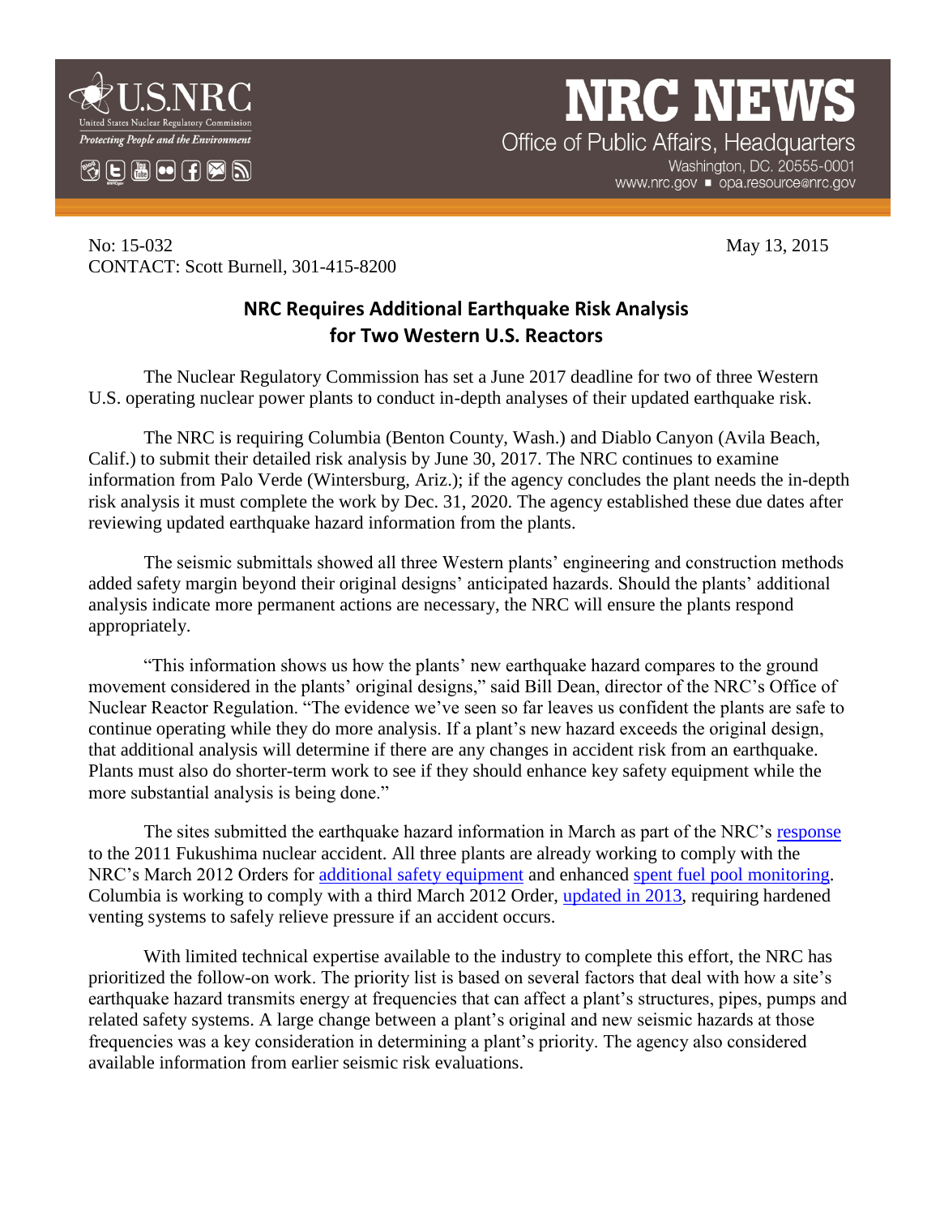U.S.NRC
United States Nuclear Regulatory Commission
*Protecting People and the Environment*

# NRC NEWS

Office of Public Affairs, Headquarters
Washington, DC. 20555-0001
www.nrc.gov ■ opa.resource@nrc.gov

No: 15-032 May 13, 2015
CONTACT: Scott Burnell, 301-415-8200

## NRC Requires Additional Earthquake Risk Analysis for Two Western U.S. Reactors

The Nuclear Regulatory Commission has set a June 2017 deadline for two of three Western U.S. operating nuclear power plants to conduct in-depth analyses of their updated earthquake risk.

The NRC is requiring Columbia (Benton County, Wash.) and Diablo Canyon (Avila Beach, Calif.) to submit their detailed risk analysis by June 30, 2017. The NRC continues to examine information from Palo Verde (Wintersburg, Ariz.); if the agency concludes the plant needs the in-depth risk analysis it must complete the work by Dec. 31, 2020. The agency established these due dates after reviewing updated earthquake hazard information from the plants.

The seismic submittals showed all three Western plants' engineering and construction methods added safety margin beyond their original designs' anticipated hazards. Should the plants' additional analysis indicate more permanent actions are necessary, the NRC will ensure the plants respond appropriately.

"This information shows us how the plants' new earthquake hazard compares to the ground movement considered in the plants' original designs," said Bill Dean, director of the NRC's Office of Nuclear Reactor Regulation. "The evidence we've seen so far leaves us confident the plants are safe to continue operating while they do more analysis. If a plant's new hazard exceeds the original design, that additional analysis will determine if there are any changes in accident risk from an earthquake. Plants must also do shorter-term work to see if they should enhance key safety equipment while the more substantial analysis is being done."

The sites submitted the earthquake hazard information in March as part of the NRC's response to the 2011 Fukushima nuclear accident. All three plants are already working to comply with the NRC's March 2012 Orders for additional safety equipment and enhanced spent fuel pool monitoring. Columbia is working to comply with a third March 2012 Order, updated in 2013, requiring hardened venting systems to safely relieve pressure if an accident occurs.

With limited technical expertise available to the industry to complete this effort, the NRC has prioritized the follow-on work. The priority list is based on several factors that deal with how a site's earthquake hazard transmits energy at frequencies that can affect a plant's structures, pipes, pumps and related safety systems. A large change between a plant's original and new seismic hazards at those frequencies was a key consideration in determining a plant's priority. The agency also considered available information from earlier seismic risk evaluations.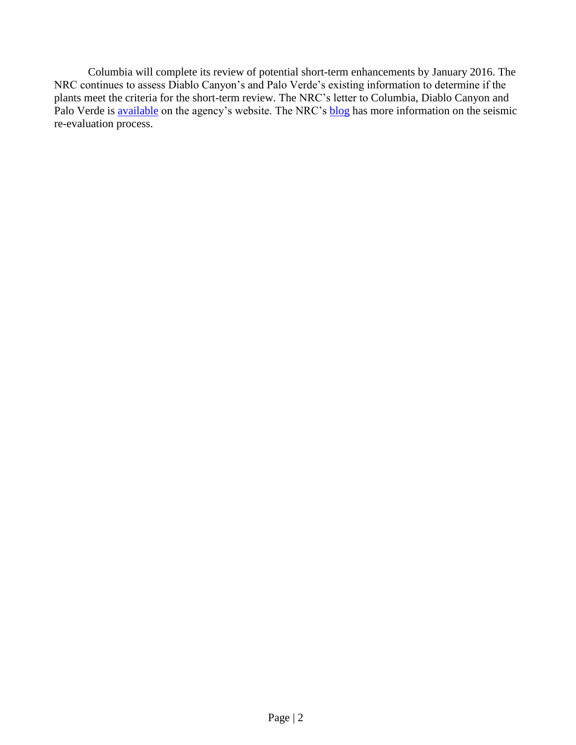Columbia will complete its review of potential short-term enhancements by January 2016. The NRC continues to assess Diablo Canyon's and Palo Verde's existing information to determine if the plants meet the criteria for the short-term review. The NRC's letter to Columbia, Diablo Canyon and Palo Verde is available on the agency's website. The NRC's blog has more information on the seismic re-evaluation process.